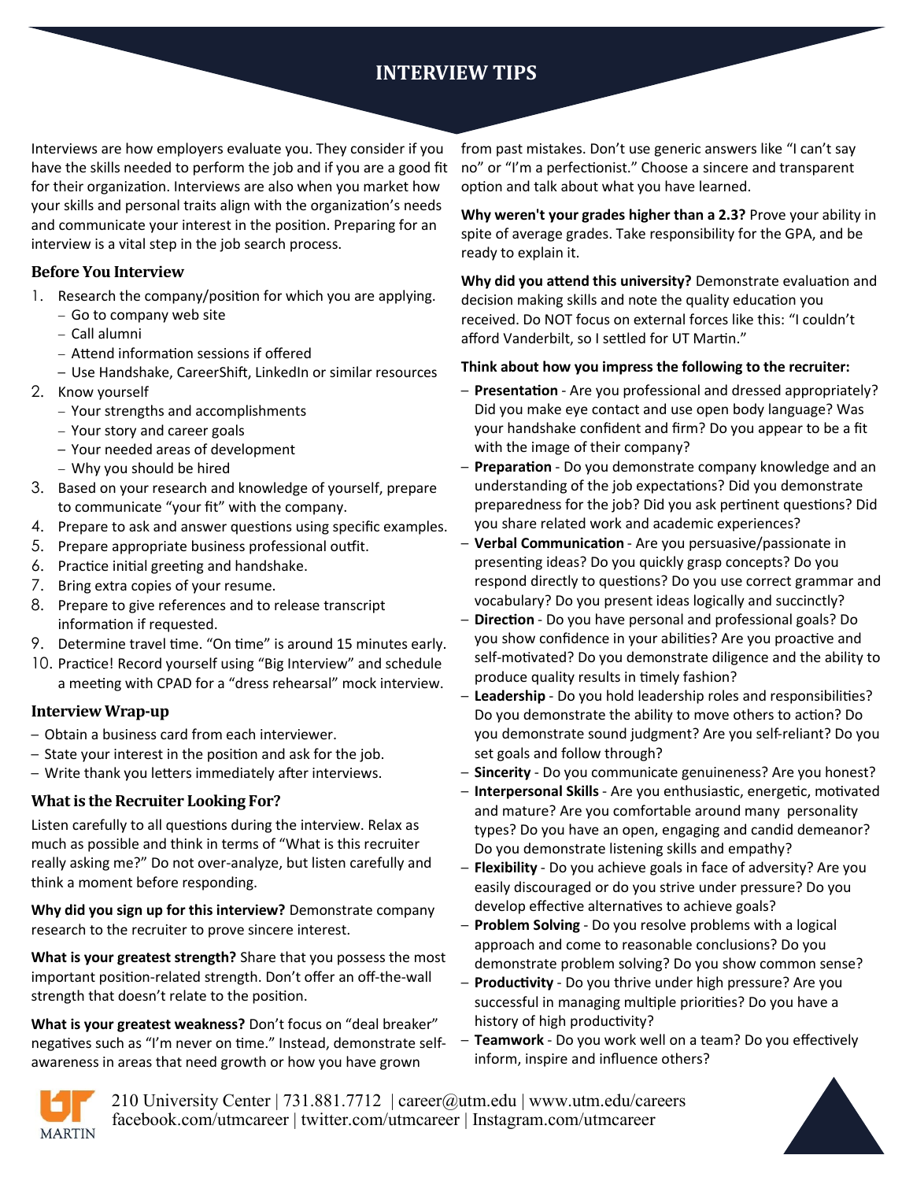# INTERVIEW TIPS

Interviews are how employers evaluate you. They consider if you have the skills needed to perform the job and if you are a good fit for their organization. Interviews are also when you market how your skills and personal traits align with the organization's needs and communicate your interest in the position. Preparing for an interview is a vital step in the job search process.

## Before You Interview

1. Research the company/position for which you are applying.
   - Go to company web site
   - Call alumni
   - Attend information sessions if offered
   - Use Handshake, CareerShift, LinkedIn or similar resources
2. Know yourself
   - Your strengths and accomplishments
   - Your story and career goals
   - Your needed areas of development
   - Why you should be hired
3. Based on your research and knowledge of yourself, prepare to communicate "your fit" with the company.
4. Prepare to ask and answer questions using specific examples.
5. Prepare appropriate business professional outfit.
6. Practice initial greeting and handshake.
7. Bring extra copies of your resume.
8. Prepare to give references and to release transcript information if requested.
9. Determine travel time. "On time" is around 15 minutes early.
10. Practice! Record yourself using "Big Interview" and schedule a meeting with CPAD for a "dress rehearsal" mock interview.

## Interview Wrap-up

- Obtain a business card from each interviewer.
- State your interest in the position and ask for the job.
- Write thank you letters immediately after interviews.

## What is the Recruiter Looking For?

Listen carefully to all questions during the interview. Relax as much as possible and think in terms of "What is this recruiter really asking me?" Do not over-analyze, but listen carefully and think a moment before responding.

**Why did you sign up for this interview?** Demonstrate company research to the recruiter to prove sincere interest.

**What is your greatest strength?** Share that you possess the most important position-related strength. Don't offer an off-the-wall strength that doesn't relate to the position.

**What is your greatest weakness?** Don't focus on "deal breaker" negatives such as "I'm never on time." Instead, demonstrate self-awareness in areas that need growth or how you have grown from past mistakes. Don't use generic answers like "I can't say no" or "I'm a perfectionist." Choose a sincere and transparent option and talk about what you have learned.

**Why weren't your grades higher than a 2.3?** Prove your ability in spite of average grades. Take responsibility for the GPA, and be ready to explain it.

**Why did you attend this university?** Demonstrate evaluation and decision making skills and note the quality education you received. Do NOT focus on external forces like this: "I couldn't afford Vanderbilt, so I settled for UT Martin."

**Think about how you impress the following to the recruiter:**

- **Presentation** - Are you professional and dressed appropriately? Did you make eye contact and use open body language? Was your handshake confident and firm? Do you appear to be a fit with the image of their company?
- **Preparation** - Do you demonstrate company knowledge and an understanding of the job expectations? Did you demonstrate preparedness for the job? Did you ask pertinent questions? Did you share related work and academic experiences?
- **Verbal Communication** - Are you persuasive/passionate in presenting ideas? Do you quickly grasp concepts? Do you respond directly to questions? Do you use correct grammar and vocabulary? Do you present ideas logically and succinctly?
- **Direction** - Do you have personal and professional goals? Do you show confidence in your abilities? Are you proactive and self-motivated? Do you demonstrate diligence and the ability to produce quality results in timely fashion?
- **Leadership** - Do you hold leadership roles and responsibilities? Do you demonstrate the ability to move others to action? Do you demonstrate sound judgment? Are you self-reliant? Do you set goals and follow through?
- **Sincerity** - Do you communicate genuineness? Are you honest?
- **Interpersonal Skills** - Are you enthusiastic, energetic, motivated and mature? Are you comfortable around many personality types? Do you have an open, engaging and candid demeanor? Do you demonstrate listening skills and empathy?
- **Flexibility** - Do you achieve goals in face of adversity? Are you easily discouraged or do you strive under pressure? Do you develop effective alternatives to achieve goals?
- **Problem Solving** - Do you resolve problems with a logical approach and come to reasonable conclusions? Do you demonstrate problem solving? Do you show common sense?
- **Productivity** - Do you thrive under high pressure? Are you successful in managing multiple priorities? Do you have a history of high productivity?
- **Teamwork** - Do you work well on a team? Do you effectively inform, inspire and influence others?

UT MARTIN

210 University Center | 731.881.7712 | career@utm.edu | www.utm.edu/careers
facebook.com/utmcareer | twitter.com/utmcareer | Instagram.com/utmcareer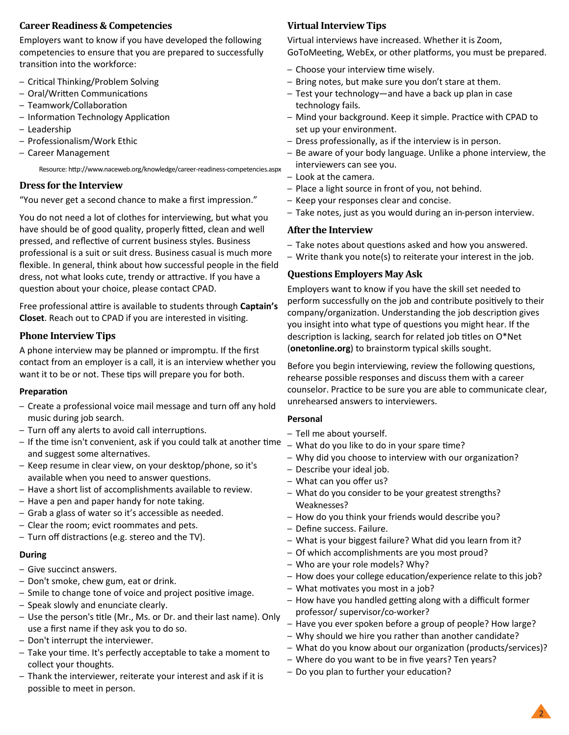## Career Readiness & Competencies

Employers want to know if you have developed the following competencies to ensure that you are prepared to successfully transition into the workforce:

- Critical Thinking/Problem Solving
- Oral/Written Communications
- Teamwork/Collaboration
- Information Technology Application
- Leadership
- Professionalism/Work Ethic
- Career Management

Resource: http://www.naceweb.org/knowledge/career-readiness-competencies.aspx

## Dress for the Interview

"You never get a second chance to make a first impression."

You do not need a lot of clothes for interviewing, but what you have should be of good quality, properly fitted, clean and well pressed, and reflective of current business styles. Business professional is a suit or suit dress. Business casual is much more flexible. In general, think about how successful people in the field dress, not what looks cute, trendy or attractive. If you have a question about your choice, please contact CPAD.

Free professional attire is available to students through **Captain's Closet**. Reach out to CPAD if you are interested in visiting.

## Phone Interview Tips

A phone interview may be planned or impromptu. If the first contact from an employer is a call, it is an interview whether you want it to be or not. These tips will prepare you for both.

### Preparation

- Create a professional voice mail message and turn off any hold music during job search.
- Turn off any alerts to avoid call interruptions.
- If the time isn't convenient, ask if you could talk at another time and suggest some alternatives.
- Keep resume in clear view, on your desktop/phone, so it's available when you need to answer questions.
- Have a short list of accomplishments available to review.
- Have a pen and paper handy for note taking.
- Grab a glass of water so it's accessible as needed.
- Clear the room; evict roommates and pets.
- Turn off distractions (e.g. stereo and the TV).

### During

- Give succinct answers.
- Don't smoke, chew gum, eat or drink.
- Smile to change tone of voice and project positive image.
- Speak slowly and enunciate clearly.
- Use the person's title (Mr., Ms. or Dr. and their last name). Only use a first name if they ask you to do so.
- Don't interrupt the interviewer.
- Take your time. It's perfectly acceptable to take a moment to collect your thoughts.
- Thank the interviewer, reiterate your interest and ask if it is possible to meet in person.

## Virtual Interview Tips

Virtual interviews have increased. Whether it is Zoom, GoToMeeting, WebEx, or other platforms, you must be prepared.

- Choose your interview time wisely.
- Bring notes, but make sure you don't stare at them.
- Test your technology—and have a back up plan in case technology fails.
- Mind your background. Keep it simple. Practice with CPAD to set up your environment.
- Dress professionally, as if the interview is in person.
- Be aware of your body language. Unlike a phone interview, the interviewers can see you.
- Look at the camera.
- Place a light source in front of you, not behind.
- Keep your responses clear and concise.
- Take notes, just as you would during an in-person interview.

## After the Interview

- Take notes about questions asked and how you answered.
- Write thank you note(s) to reiterate your interest in the job.

## Questions Employers May Ask

Employers want to know if you have the skill set needed to perform successfully on the job and contribute positively to their company/organization. Understanding the job description gives you insight into what type of questions you might hear. If the description is lacking, search for related job titles on O*Net (**onetonline.org**) to brainstorm typical skills sought.

Before you begin interviewing, review the following questions, rehearse possible responses and discuss them with a career counselor. Practice to be sure you are able to communicate clear, unrehearsed answers to interviewers.

### Personal

- Tell me about yourself.
- What do you like to do in your spare time?
- Why did you choose to interview with our organization?
- Describe your ideal job.
- What can you offer us?
- What do you consider to be your greatest strengths? Weaknesses?
- How do you think your friends would describe you?
- Define success. Failure.
- What is your biggest failure? What did you learn from it?
- Of which accomplishments are you most proud?
- Who are your role models? Why?
- How does your college education/experience relate to this job?
- What motivates you most in a job?
- How have you handled getting along with a difficult former professor/ supervisor/co-worker?
- Have you ever spoken before a group of people? How large?
- Why should we hire you rather than another candidate?
- What do you know about our organization (products/services)?
- Where do you want to be in five years? Ten years?
- Do you plan to further your education?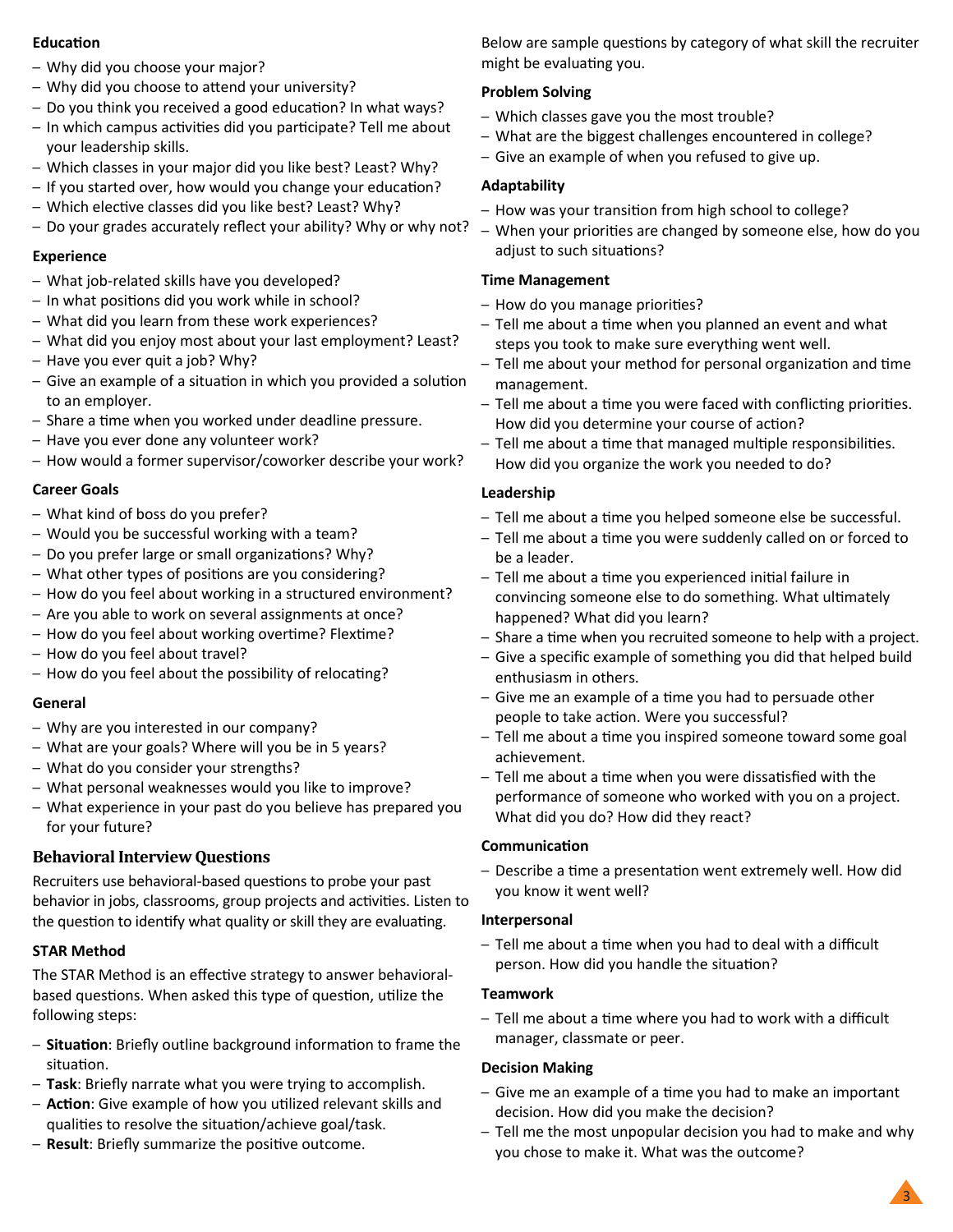**Education**

- Why did you choose your major?
- Why did you choose to attend your university?
- Do you think you received a good education? In what ways?
- In which campus activities did you participate? Tell me about your leadership skills.
- Which classes in your major did you like best? Least? Why?
- If you started over, how would you change your education?
- Which elective classes did you like best? Least? Why?
- Do your grades accurately reflect your ability? Why or why not?

**Experience**

- What job-related skills have you developed?
- In what positions did you work while in school?
- What did you learn from these work experiences?
- What did you enjoy most about your last employment? Least?
- Have you ever quit a job? Why?
- Give an example of a situation in which you provided a solution to an employer.
- Share a time when you worked under deadline pressure.
- Have you ever done any volunteer work?
- How would a former supervisor/coworker describe your work?

**Career Goals**

- What kind of boss do you prefer?
- Would you be successful working with a team?
- Do you prefer large or small organizations? Why?
- What other types of positions are you considering?
- How do you feel about working in a structured environment?
- Are you able to work on several assignments at once?
- How do you feel about working overtime? Flextime?
- How do you feel about travel?
- How do you feel about the possibility of relocating?

**General**

- Why are you interested in our company?
- What are your goals? Where will you be in 5 years?
- What do you consider your strengths?
- What personal weaknesses would you like to improve?
- What experience in your past do you believe has prepared you for your future?

## Behavioral Interview Questions

Recruiters use behavioral-based questions to probe your past behavior in jobs, classrooms, group projects and activities. Listen to the question to identify what quality or skill they are evaluating.

**STAR Method**

The STAR Method is an effective strategy to answer behavioral-based questions. When asked this type of question, utilize the following steps:

- **Situation**: Briefly outline background information to frame the situation.
- **Task**: Briefly narrate what you were trying to accomplish.
- **Action**: Give example of how you utilized relevant skills and qualities to resolve the situation/achieve goal/task.
- **Result**: Briefly summarize the positive outcome.

Below are sample questions by category of what skill the recruiter might be evaluating you.

**Problem Solving**

- Which classes gave you the most trouble?
- What are the biggest challenges encountered in college?
- Give an example of when you refused to give up.

**Adaptability**

- How was your transition from high school to college?
- When your priorities are changed by someone else, how do you adjust to such situations?

**Time Management**

- How do you manage priorities?
- Tell me about a time when you planned an event and what steps you took to make sure everything went well.
- Tell me about your method for personal organization and time management.
- Tell me about a time you were faced with conflicting priorities. How did you determine your course of action?
- Tell me about a time that managed multiple responsibilities. How did you organize the work you needed to do?

**Leadership**

- Tell me about a time you helped someone else be successful.
- Tell me about a time you were suddenly called on or forced to be a leader.
- Tell me about a time you experienced initial failure in convincing someone else to do something. What ultimately happened? What did you learn?
- Share a time when you recruited someone to help with a project.
- Give a specific example of something you did that helped build enthusiasm in others.
- Give me an example of a time you had to persuade other people to take action. Were you successful?
- Tell me about a time you inspired someone toward some goal achievement.
- Tell me about a time when you were dissatisfied with the performance of someone who worked with you on a project. What did you do? How did they react?

**Communication**

- Describe a time a presentation went extremely well. How did you know it went well?

**Interpersonal**

- Tell me about a time when you had to deal with a difficult person. How did you handle the situation?

**Teamwork**

- Tell me about a time where you had to work with a difficult manager, classmate or peer.

**Decision Making**

- Give me an example of a time you had to make an important decision. How did you make the decision?
- Tell me the most unpopular decision you had to make and why you chose to make it. What was the outcome?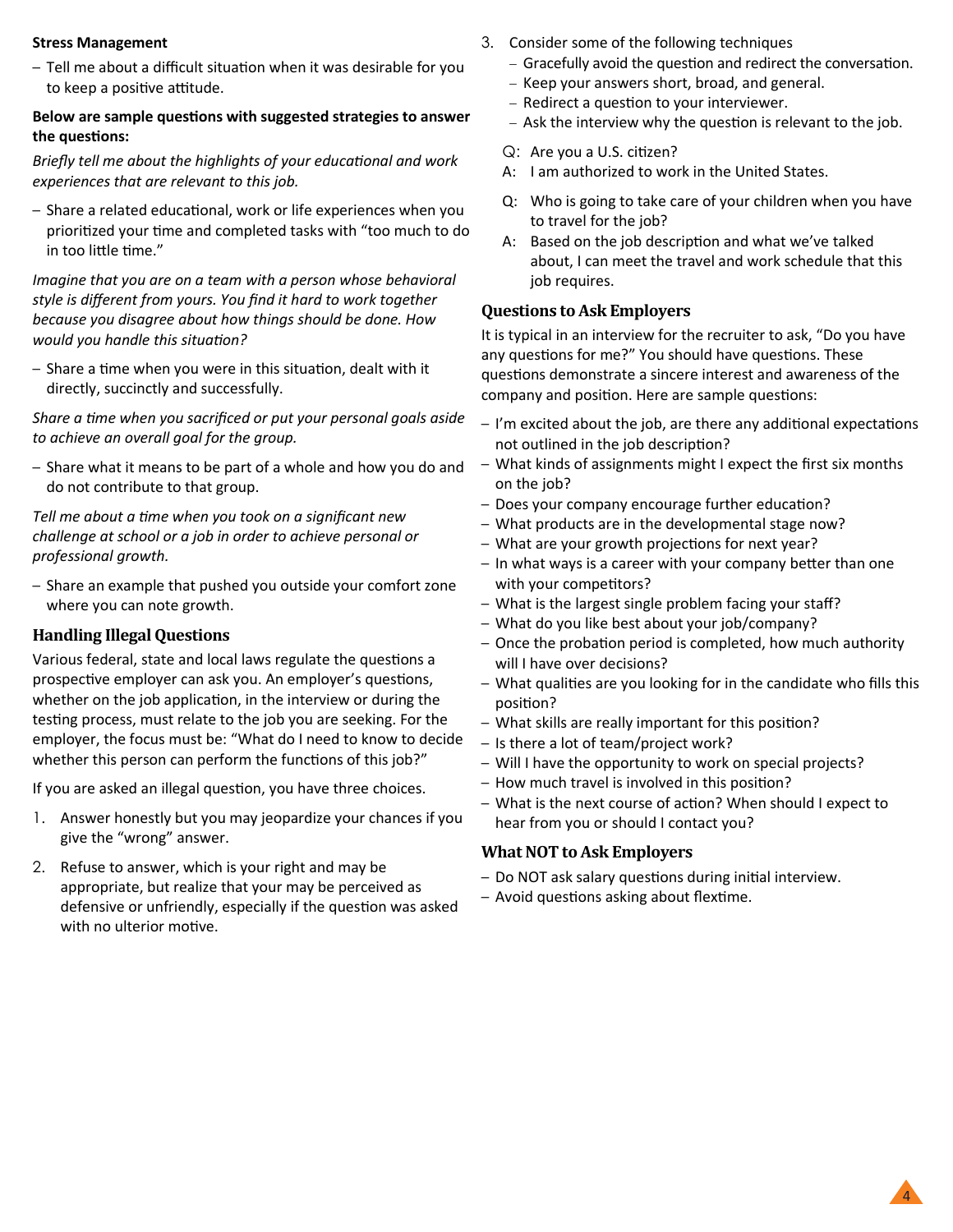**Stress Management**

- Tell me about a difficult situation when it was desirable for you to keep a positive attitude.

**Below are sample questions with suggested strategies to answer the questions:**

*Briefly tell me about the highlights of your educational and work experiences that are relevant to this job.*

- Share a related educational, work or life experiences when you prioritized your time and completed tasks with "too much to do in too little time."

*Imagine that you are on a team with a person whose behavioral style is different from yours. You find it hard to work together because you disagree about how things should be done. How would you handle this situation?*

- Share a time when you were in this situation, dealt with it directly, succinctly and successfully.

*Share a time when you sacrificed or put your personal goals aside to achieve an overall goal for the group.*

- Share what it means to be part of a whole and how you do and do not contribute to that group.

*Tell me about a time when you took on a significant new challenge at school or a job in order to achieve personal or professional growth.*

- Share an example that pushed you outside your comfort zone where you can note growth.

## Handling Illegal Questions

Various federal, state and local laws regulate the questions a prospective employer can ask you. An employer's questions, whether on the job application, in the interview or during the testing process, must relate to the job you are seeking. For the employer, the focus must be: "What do I need to know to decide whether this person can perform the functions of this job?"

If you are asked an illegal question, you have three choices.

1. Answer honestly but you may jeopardize your chances if you give the "wrong" answer.
2. Refuse to answer, which is your right and may be appropriate, but realize that your may be perceived as defensive or unfriendly, especially if the question was asked with no ulterior motive.
3. Consider some of the following techniques
   - Gracefully avoid the question and redirect the conversation.
   - Keep your answers short, broad, and general.
   - Redirect a question to your interviewer.
   - Ask the interview why the question is relevant to the job.

Q: Are you a U.S. citizen?

A: I am authorized to work in the United States.

Q: Who is going to take care of your children when you have to travel for the job?

A: Based on the job description and what we've talked about, I can meet the travel and work schedule that this job requires.

## Questions to Ask Employers

It is typical in an interview for the recruiter to ask, "Do you have any questions for me?" You should have questions. These questions demonstrate a sincere interest and awareness of the company and position. Here are sample questions:

- I'm excited about the job, are there any additional expectations not outlined in the job description?
- What kinds of assignments might I expect the first six months on the job?
- Does your company encourage further education?
- What products are in the developmental stage now?
- What are your growth projections for next year?
- In what ways is a career with your company better than one with your competitors?
- What is the largest single problem facing your staff?
- What do you like best about your job/company?
- Once the probation period is completed, how much authority will I have over decisions?
- What qualities are you looking for in the candidate who fills this position?
- What skills are really important for this position?
- Is there a lot of team/project work?
- Will I have the opportunity to work on special projects?
- How much travel is involved in this position?
- What is the next course of action? When should I expect to hear from you or should I contact you?

## What NOT to Ask Employers

- Do NOT ask salary questions during initial interview.
- Avoid questions asking about flextime.